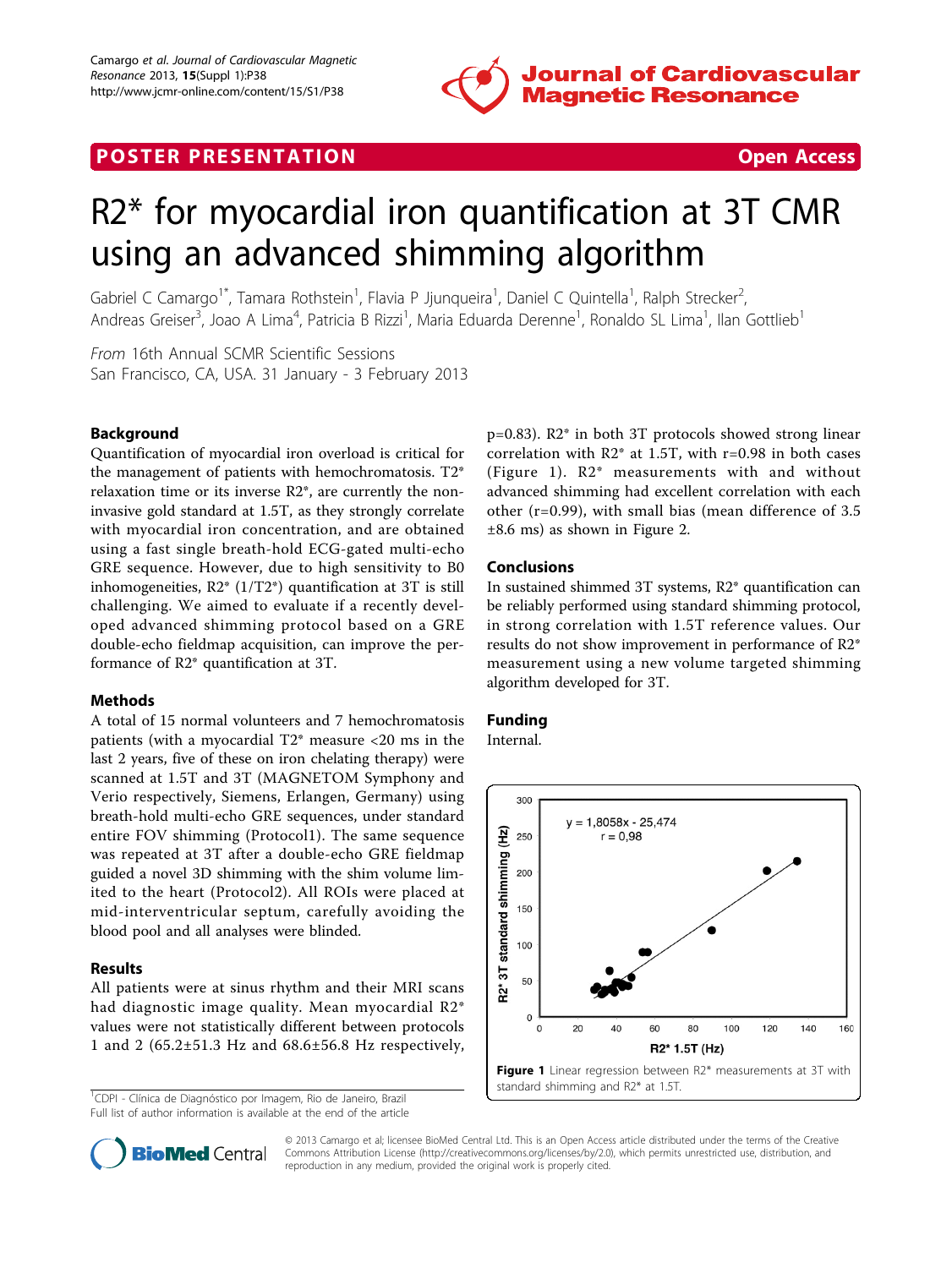POSTER PRESENTATION Open Access

# R2* for myocardial iron quantification at 3T CMR using an advanced shimming algorithm

Gabriel C Camargo[1*], Tamara Rothstein[1], Flavia P Jjunqueira[1], Daniel C Quintella[1], Ralph Strecker[2], Andreas Greiser[3], Joao A Lima[4], Patricia B Rizzi[1], Maria Eduarda Derenne[1], Ronaldo SL Lima[1], Ilan Gottlieb[1]

*From* 16th Annual SCMR Scientific Sessions
San Francisco, CA, USA. 31 January - 3 February 2013

## Background

Quantification of myocardial iron overload is critical for the management of patients with hemochromatosis. T2* relaxation time or its inverse R2*, are currently the non-invasive gold standard at 1.5T, as they strongly correlate with myocardial iron concentration, and are obtained using a fast single breath-hold ECG-gated multi-echo GRE sequence. However, due to high sensitivity to B0 inhomogeneities, R2* (1/T2*) quantification at 3T is still challenging. We aimed to evaluate if a recently developed advanced shimming protocol based on a GRE double-echo fieldmap acquisition, can improve the performance of R2* quantification at 3T.

## Methods

A total of 15 normal volunteers and 7 hemochromatosis patients (with a myocardial T2* measure <20 ms in the last 2 years, five of these on iron chelating therapy) were scanned at 1.5T and 3T (MAGNETOM Symphony and Verio respectively, Siemens, Erlangen, Germany) using breath-hold multi-echo GRE sequences, under standard entire FOV shimming (Protocol1). The same sequence was repeated at 3T after a double-echo GRE fieldmap guided a novel 3D shimming with the shim volume limited to the heart (Protocol2). All ROIs were placed at mid-interventricular septum, carefully avoiding the blood pool and all analyses were blinded.

## Results

All patients were at sinus rhythm and their MRI scans had diagnostic image quality. Mean myocardial R2* values were not statistically different between protocols 1 and 2 (65.2±51.3 Hz and 68.6±56.8 Hz respectively, $p=0.83$). R2* in both 3T protocols showed strong linear correlation with R2* at 1.5T, with $r=0.98$ in both cases (Figure 1). R2* measurements with and without advanced shimming had excellent correlation with each other ($r=0.99$), with small bias (mean difference of 3.5 ±8.6 ms) as shown in Figure 2.

## Conclusions

In sustained shimmed 3T systems, R2* quantification can be reliably performed using standard shimming protocol, in strong correlation with 1.5T reference values. Our results do not show improvement in performance of R2* measurement using a new volume targeted shimming algorithm developed for 3T.

## Funding

Internal.

**Figure 1** Linear regression between R2* measurements at 3T with standard shimming and R2* at 1.5T.

[1]CDPI - Clínica de Diagnóstico por Imagem, Rio de Janeiro, Brazil
Full list of author information is available at the end of the article

© 2013 Camargo et al; licensee BioMed Central Ltd. This is an Open Access article distributed under the terms of the Creative Commons Attribution License (http://creativecommons.org/licenses/by/2.0), which permits unrestricted use, distribution, and reproduction in any medium, provided the original work is properly cited.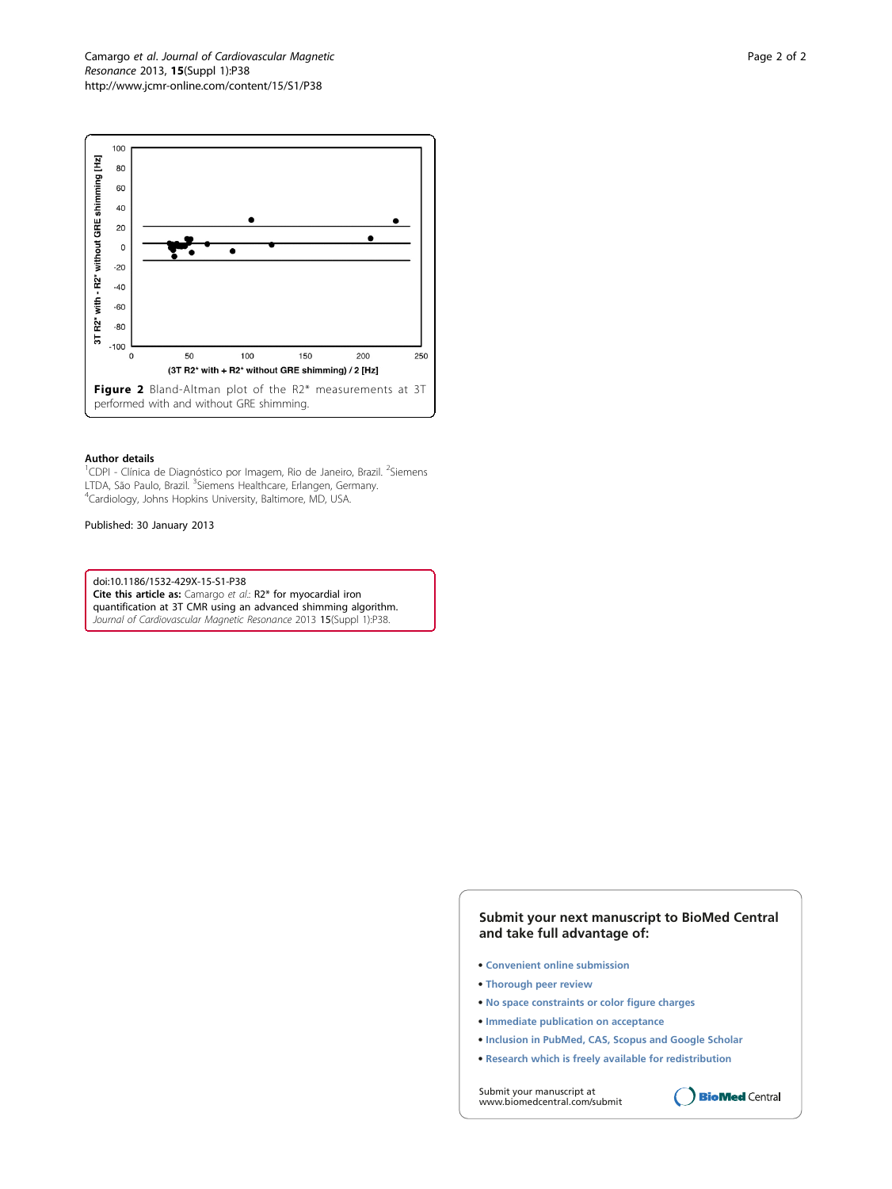100
80
60
40
20
0
-20
-40
-60
-80
-100

3T R2* with - R2* without GRE shimming [Hz]

0
50
100
150
200
250

(3T R2* with + R2* without GRE shimming) / 2 [Hz]

**Figure 2** Bland-Altman plot of the R2* measurements at 3T performed with and without GRE shimming.

### Author details

[1]CDPI - Clínica de Diagnóstico por Imagem, Rio de Janeiro, Brazil. [2]Siemens LTDA, São Paulo, Brazil. [3]Siemens Healthcare, Erlangen, Germany. [4]Cardiology, Johns Hopkins University, Baltimore, MD, USA.

Published: 30 January 2013

doi:10.1186/1532-429X-15-S1-P38

**Cite this article as:** Camargo *et al.*: R2* for myocardial iron quantification at 3T CMR using an advanced shimming algorithm. *Journal of Cardiovascular Magnetic Resonance* 2013 **15**(Suppl 1):P38.

**Submit your next manuscript to BioMed Central and take full advantage of:**

- Convenient online submission
- Thorough peer review
- No space constraints or color figure charges
- Immediate publication on acceptance
- Inclusion in PubMed, CAS, Scopus and Google Scholar
- Research which is freely available for redistribution

Submit your manuscript at www.biomedcentral.com/submit

BioMed Central